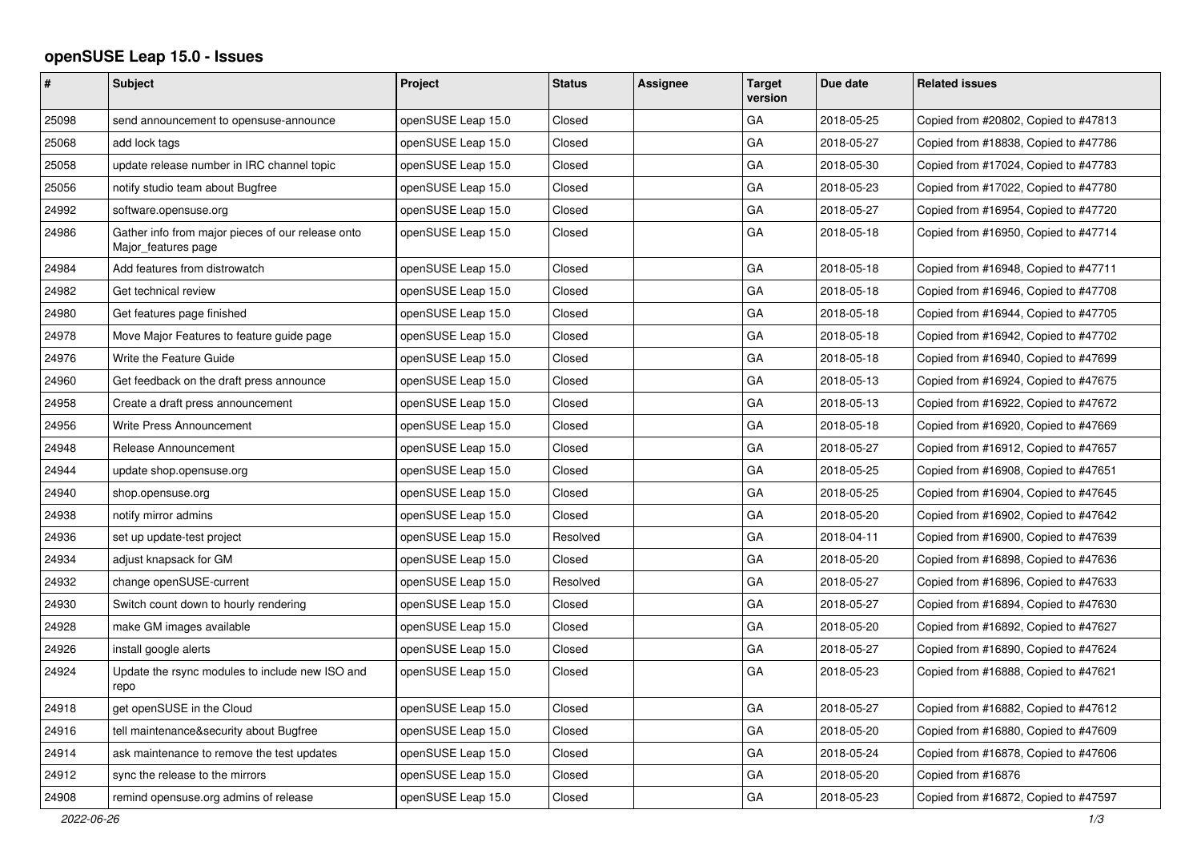# openSUSE Leap 15.0 - Issues

| # | Subject | Project | Status | Assignee | Target version | Due date | Related issues |
|---|---|---|---|---|---|---|---|
| 25098 | send announcement to opensuse-announce | openSUSE Leap 15.0 | Closed | | GA | 2018-05-25 | Copied from #20802, Copied to #47813 |
| 25068 | add lock tags | openSUSE Leap 15.0 | Closed | | GA | 2018-05-27 | Copied from #18838, Copied to #47786 |
| 25058 | update release number in IRC channel topic | openSUSE Leap 15.0 | Closed | | GA | 2018-05-30 | Copied from #17024, Copied to #47783 |
| 25056 | notify studio team about Bugfree | openSUSE Leap 15.0 | Closed | | GA | 2018-05-23 | Copied from #17022, Copied to #47780 |
| 24992 | software.opensuse.org | openSUSE Leap 15.0 | Closed | | GA | 2018-05-27 | Copied from #16954, Copied to #47720 |
| 24986 | Gather info from major pieces of our release onto Major_features page | openSUSE Leap 15.0 | Closed | | GA | 2018-05-18 | Copied from #16950, Copied to #47714 |
| 24984 | Add features from distrowatch | openSUSE Leap 15.0 | Closed | | GA | 2018-05-18 | Copied from #16948, Copied to #47711 |
| 24982 | Get technical review | openSUSE Leap 15.0 | Closed | | GA | 2018-05-18 | Copied from #16946, Copied to #47708 |
| 24980 | Get features page finished | openSUSE Leap 15.0 | Closed | | GA | 2018-05-18 | Copied from #16944, Copied to #47705 |
| 24978 | Move Major Features to feature guide page | openSUSE Leap 15.0 | Closed | | GA | 2018-05-18 | Copied from #16942, Copied to #47702 |
| 24976 | Write the Feature Guide | openSUSE Leap 15.0 | Closed | | GA | 2018-05-18 | Copied from #16940, Copied to #47699 |
| 24960 | Get feedback on the draft press announce | openSUSE Leap 15.0 | Closed | | GA | 2018-05-13 | Copied from #16924, Copied to #47675 |
| 24958 | Create a draft press announcement | openSUSE Leap 15.0 | Closed | | GA | 2018-05-13 | Copied from #16922, Copied to #47672 |
| 24956 | Write Press Announcement | openSUSE Leap 15.0 | Closed | | GA | 2018-05-18 | Copied from #16920, Copied to #47669 |
| 24948 | Release Announcement | openSUSE Leap 15.0 | Closed | | GA | 2018-05-27 | Copied from #16912, Copied to #47657 |
| 24944 | update shop.opensuse.org | openSUSE Leap 15.0 | Closed | | GA | 2018-05-25 | Copied from #16908, Copied to #47651 |
| 24940 | shop.opensuse.org | openSUSE Leap 15.0 | Closed | | GA | 2018-05-25 | Copied from #16904, Copied to #47645 |
| 24938 | notify mirror admins | openSUSE Leap 15.0 | Closed | | GA | 2018-05-20 | Copied from #16902, Copied to #47642 |
| 24936 | set up update-test project | openSUSE Leap 15.0 | Resolved | | GA | 2018-04-11 | Copied from #16900, Copied to #47639 |
| 24934 | adjust knapsack for GM | openSUSE Leap 15.0 | Closed | | GA | 2018-05-20 | Copied from #16898, Copied to #47636 |
| 24932 | change openSUSE-current | openSUSE Leap 15.0 | Resolved | | GA | 2018-05-27 | Copied from #16896, Copied to #47633 |
| 24930 | Switch count down to hourly rendering | openSUSE Leap 15.0 | Closed | | GA | 2018-05-27 | Copied from #16894, Copied to #47630 |
| 24928 | make GM images available | openSUSE Leap 15.0 | Closed | | GA | 2018-05-20 | Copied from #16892, Copied to #47627 |
| 24926 | install google alerts | openSUSE Leap 15.0 | Closed | | GA | 2018-05-27 | Copied from #16890, Copied to #47624 |
| 24924 | Update the rsync modules to include new ISO and repo | openSUSE Leap 15.0 | Closed | | GA | 2018-05-23 | Copied from #16888, Copied to #47621 |
| 24918 | get openSUSE in the Cloud | openSUSE Leap 15.0 | Closed | | GA | 2018-05-27 | Copied from #16882, Copied to #47612 |
| 24916 | tell maintenance&security about Bugfree | openSUSE Leap 15.0 | Closed | | GA | 2018-05-20 | Copied from #16880, Copied to #47609 |
| 24914 | ask maintenance to remove the test updates | openSUSE Leap 15.0 | Closed | | GA | 2018-05-24 | Copied from #16878, Copied to #47606 |
| 24912 | sync the release to the mirrors | openSUSE Leap 15.0 | Closed | | GA | 2018-05-20 | Copied from #16876 |
| 24908 | remind opensuse.org admins of release | openSUSE Leap 15.0 | Closed | | GA | 2018-05-23 | Copied from #16872, Copied to #47597 |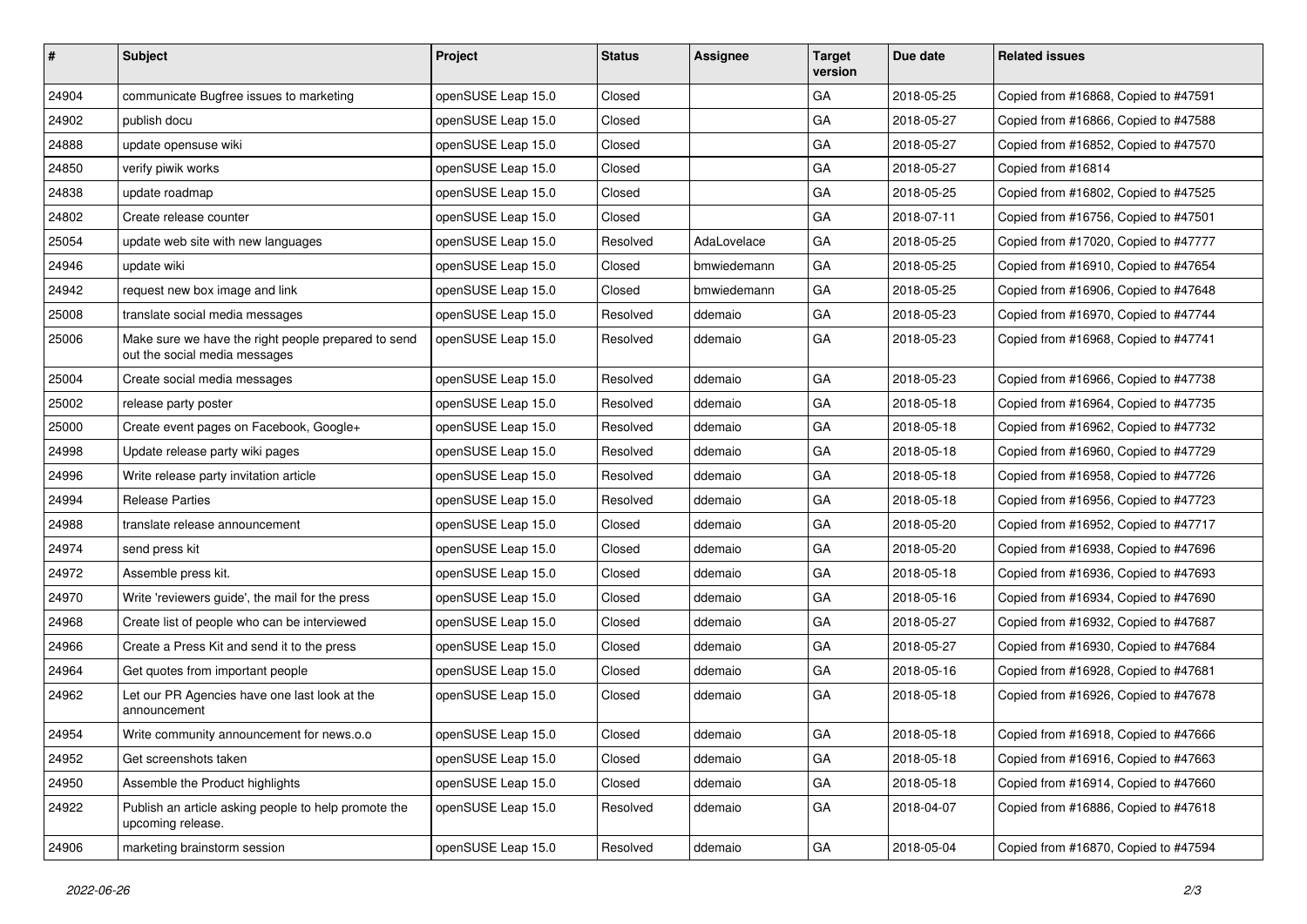| # | Subject | Project | Status | Assignee | Target version | Due date | Related issues |
|---|---|---|---|---|---|---|---|
| 24904 | communicate Bugfree issues to marketing | openSUSE Leap 15.0 | Closed | | GA | 2018-05-25 | Copied from #16868, Copied to #47591 |
| 24902 | publish docu | openSUSE Leap 15.0 | Closed | | GA | 2018-05-27 | Copied from #16866, Copied to #47588 |
| 24888 | update opensuse wiki | openSUSE Leap 15.0 | Closed | | GA | 2018-05-27 | Copied from #16852, Copied to #47570 |
| 24850 | verify piwik works | openSUSE Leap 15.0 | Closed | | GA | 2018-05-27 | Copied from #16814 |
| 24838 | update roadmap | openSUSE Leap 15.0 | Closed | | GA | 2018-05-25 | Copied from #16802, Copied to #47525 |
| 24802 | Create release counter | openSUSE Leap 15.0 | Closed | | GA | 2018-07-11 | Copied from #16756, Copied to #47501 |
| 25054 | update web site with new languages | openSUSE Leap 15.0 | Resolved | AdaLovelace | GA | 2018-05-25 | Copied from #17020, Copied to #47777 |
| 24946 | update wiki | openSUSE Leap 15.0 | Closed | bmwiedemann | GA | 2018-05-25 | Copied from #16910, Copied to #47654 |
| 24942 | request new box image and link | openSUSE Leap 15.0 | Closed | bmwiedemann | GA | 2018-05-25 | Copied from #16906, Copied to #47648 |
| 25008 | translate social media messages | openSUSE Leap 15.0 | Resolved | ddemaio | GA | 2018-05-23 | Copied from #16970, Copied to #47744 |
| 25006 | Make sure we have the right people prepared to send out the social media messages | openSUSE Leap 15.0 | Resolved | ddemaio | GA | 2018-05-23 | Copied from #16968, Copied to #47741 |
| 25004 | Create social media messages | openSUSE Leap 15.0 | Resolved | ddemaio | GA | 2018-05-23 | Copied from #16966, Copied to #47738 |
| 25002 | release party poster | openSUSE Leap 15.0 | Resolved | ddemaio | GA | 2018-05-18 | Copied from #16964, Copied to #47735 |
| 25000 | Create event pages on Facebook, Google+ | openSUSE Leap 15.0 | Resolved | ddemaio | GA | 2018-05-18 | Copied from #16962, Copied to #47732 |
| 24998 | Update release party wiki pages | openSUSE Leap 15.0 | Resolved | ddemaio | GA | 2018-05-18 | Copied from #16960, Copied to #47729 |
| 24996 | Write release party invitation article | openSUSE Leap 15.0 | Resolved | ddemaio | GA | 2018-05-18 | Copied from #16958, Copied to #47726 |
| 24994 | Release Parties | openSUSE Leap 15.0 | Resolved | ddemaio | GA | 2018-05-18 | Copied from #16956, Copied to #47723 |
| 24988 | translate release announcement | openSUSE Leap 15.0 | Closed | ddemaio | GA | 2018-05-20 | Copied from #16952, Copied to #47717 |
| 24974 | send press kit | openSUSE Leap 15.0 | Closed | ddemaio | GA | 2018-05-20 | Copied from #16938, Copied to #47696 |
| 24972 | Assemble press kit. | openSUSE Leap 15.0 | Closed | ddemaio | GA | 2018-05-18 | Copied from #16936, Copied to #47693 |
| 24970 | Write 'reviewers guide', the mail for the press | openSUSE Leap 15.0 | Closed | ddemaio | GA | 2018-05-16 | Copied from #16934, Copied to #47690 |
| 24968 | Create list of people who can be interviewed | openSUSE Leap 15.0 | Closed | ddemaio | GA | 2018-05-27 | Copied from #16932, Copied to #47687 |
| 24966 | Create a Press Kit and send it to the press | openSUSE Leap 15.0 | Closed | ddemaio | GA | 2018-05-27 | Copied from #16930, Copied to #47684 |
| 24964 | Get quotes from important people | openSUSE Leap 15.0 | Closed | ddemaio | GA | 2018-05-16 | Copied from #16928, Copied to #47681 |
| 24962 | Let our PR Agencies have one last look at the announcement | openSUSE Leap 15.0 | Closed | ddemaio | GA | 2018-05-18 | Copied from #16926, Copied to #47678 |
| 24954 | Write community announcement for news.o.o | openSUSE Leap 15.0 | Closed | ddemaio | GA | 2018-05-18 | Copied from #16918, Copied to #47666 |
| 24952 | Get screenshots taken | openSUSE Leap 15.0 | Closed | ddemaio | GA | 2018-05-18 | Copied from #16916, Copied to #47663 |
| 24950 | Assemble the Product highlights | openSUSE Leap 15.0 | Closed | ddemaio | GA | 2018-05-18 | Copied from #16914, Copied to #47660 |
| 24922 | Publish an article asking people to help promote the upcoming release. | openSUSE Leap 15.0 | Resolved | ddemaio | GA | 2018-04-07 | Copied from #16886, Copied to #47618 |
| 24906 | marketing brainstorm session | openSUSE Leap 15.0 | Resolved | ddemaio | GA | 2018-05-04 | Copied from #16870, Copied to #47594 |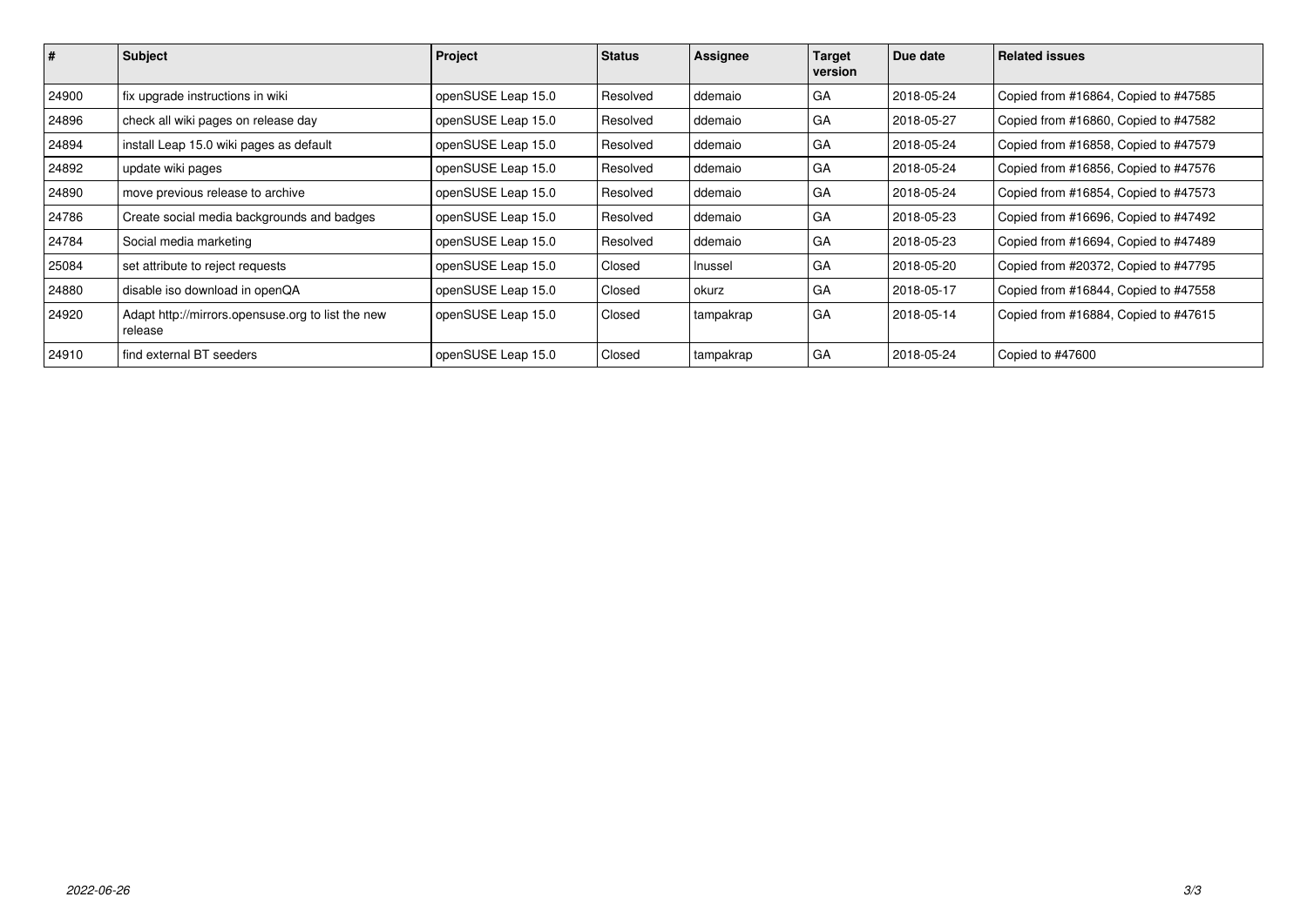| # | Subject | Project | Status | Assignee | Target version | Due date | Related issues |
|---|---|---|---|---|---|---|---|
| 24900 | fix upgrade instructions in wiki | openSUSE Leap 15.0 | Resolved | ddemaio | GA | 2018-05-24 | Copied from #16864, Copied to #47585 |
| 24896 | check all wiki pages on release day | openSUSE Leap 15.0 | Resolved | ddemaio | GA | 2018-05-27 | Copied from #16860, Copied to #47582 |
| 24894 | install Leap 15.0 wiki pages as default | openSUSE Leap 15.0 | Resolved | ddemaio | GA | 2018-05-24 | Copied from #16858, Copied to #47579 |
| 24892 | update wiki pages | openSUSE Leap 15.0 | Resolved | ddemaio | GA | 2018-05-24 | Copied from #16856, Copied to #47576 |
| 24890 | move previous release to archive | openSUSE Leap 15.0 | Resolved | ddemaio | GA | 2018-05-24 | Copied from #16854, Copied to #47573 |
| 24786 | Create social media backgrounds and badges | openSUSE Leap 15.0 | Resolved | ddemaio | GA | 2018-05-23 | Copied from #16696, Copied to #47492 |
| 24784 | Social media marketing | openSUSE Leap 15.0 | Resolved | ddemaio | GA | 2018-05-23 | Copied from #16694, Copied to #47489 |
| 25084 | set attribute to reject requests | openSUSE Leap 15.0 | Closed | lnussel | GA | 2018-05-20 | Copied from #20372, Copied to #47795 |
| 24880 | disable iso download in openQA | openSUSE Leap 15.0 | Closed | okurz | GA | 2018-05-17 | Copied from #16844, Copied to #47558 |
| 24920 | Adapt http://mirrors.opensuse.org to list the new release | openSUSE Leap 15.0 | Closed | tampakrap | GA | 2018-05-14 | Copied from #16884, Copied to #47615 |
| 24910 | find external BT seeders | openSUSE Leap 15.0 | Closed | tampakrap | GA | 2018-05-24 | Copied to #47600 |